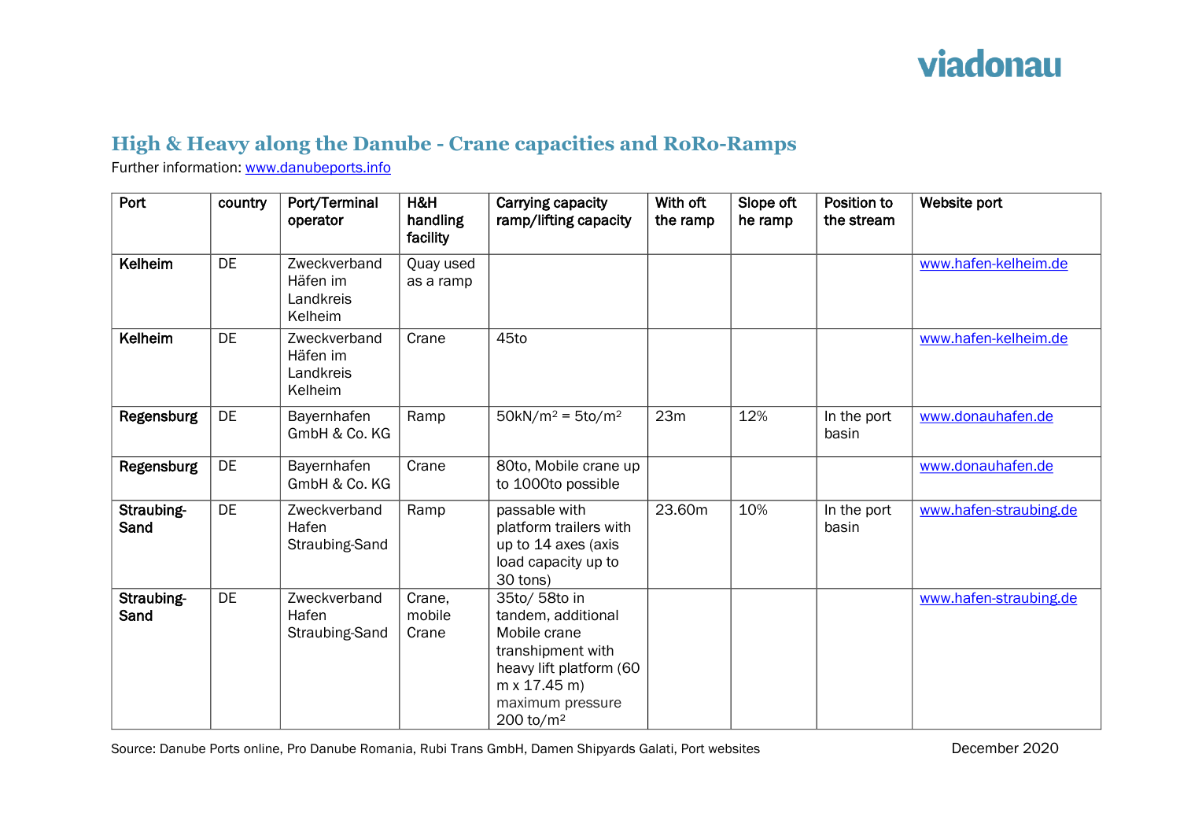# High & Heavy along the Danube - Crane capacities and RoRo-Ramps

Further information: www.danubeports.info

| Port | country | Port/Terminal operator | H&H handling facility | Carrying capacity ramp/lifting capacity | With oft the ramp | Slope oft he ramp | Position to the stream | Website port |
|---|---|---|---|---|---|---|---|---|
| **Kelheim** | DE | Zweckverband Häfen im Landkreis Kelheim | Quay used as a ramp | | | | | www.hafen-kelheim.de |
| **Kelheim** | DE | Zweckverband Häfen im Landkreis Kelheim | Crane | 45to | | | | www.hafen-kelheim.de |
| **Regensburg** | DE | Bayernhafen GmbH & Co. KG | Ramp | 50kN/m² = 5to/m² | 23m | 12% | In the port basin | www.donauhafen.de |
| **Regensburg** | DE | Bayernhafen GmbH & Co. KG | Crane | 80to, Mobile crane up to 1000to possible | | | | www.donauhafen.de |
| **Straubing-Sand** | DE | Zweckverband Hafen Straubing-Sand | Ramp | passable with platform trailers with up to 14 axes (axis load capacity up to 30 tons) | 23.60m | 10% | In the port basin | www.hafen-straubing.de |
| **Straubing-Sand** | DE | Zweckverband Hafen Straubing-Sand | Crane, mobile Crane | 35to/ 58to in tandem, additional Mobile crane transhipment with heavy lift platform (60 m x 17.45 m) maximum pressure 200 to/m² | | | | www.hafen-straubing.de |

Source: Danube Ports online, Pro Danube Romania, Rubi Trans GmbH, Damen Shipyards Galati, Port websites

December 2020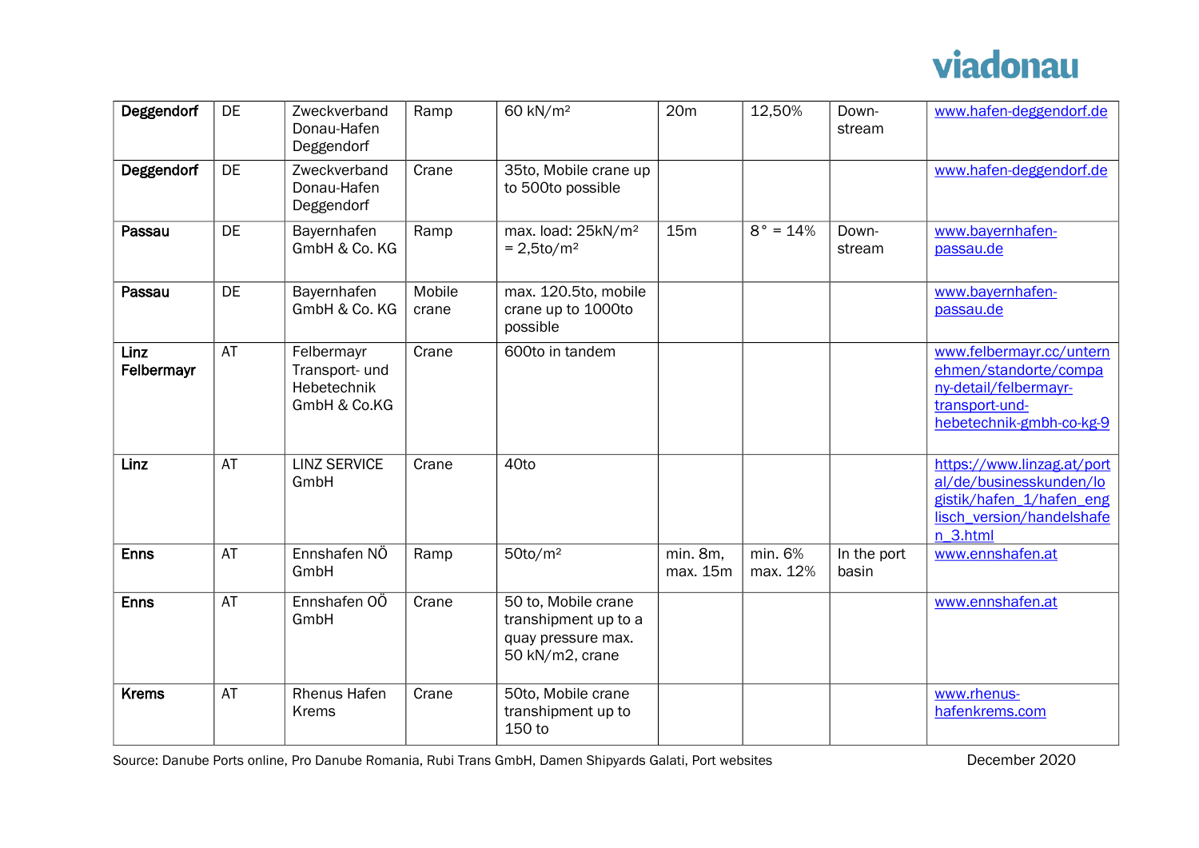| | | | | | | | | |
|---|---|---|---|---|---|---|---|---|
| **Deggendorf** | DE | Zweckverband Donau-Hafen Deggendorf | Ramp | 60 kN/m² | 20m | 12,50% | Down-stream | www.hafen-deggendorf.de |
| **Deggendorf** | DE | Zweckverband Donau-Hafen Deggendorf | Crane | 35to, Mobile crane up to 500to possible | | | | www.hafen-deggendorf.de |
| **Passau** | DE | Bayernhafen GmbH & Co. KG | Ramp | max. load: 25kN/m² = 2,5to/m² | 15m | 8° = 14% | Down-stream | www.bayernhafen-passau.de |
| **Passau** | DE | Bayernhafen GmbH & Co. KG | Mobile crane | max. 120.5to, mobile crane up to 1000to possible | | | | www.bayernhafen-passau.de |
| **Linz Felbermayr** | AT | Felbermayr Transport- und Hebetechnik GmbH & Co.KG | Crane | 600to in tandem | | | | www.felbermayr.cc/unternehmen/standorte/company-detail/felbermayr-transport-und-hebetechnik-gmbh-co-kg-9 |
| **Linz** | AT | LINZ SERVICE GmbH | Crane | 40to | | | | https://www.linzag.at/portal/de/businesskunden/logistik/hafen_1/hafen_englisch_version/handelshafen_3.html |
| **Enns** | AT | Ennshafen NÖ GmbH | Ramp | 50to/m² | min. 8m, max. 15m | min. 6% max. 12% | In the port basin | www.ennshafen.at |
| **Enns** | AT | Ennshafen OÖ GmbH | Crane | 50 to, Mobile crane transhipment up to a quay pressure max. 50 kN/m2, crane | | | | www.ennshafen.at |
| **Krems** | AT | Rhenus Hafen Krems | Crane | 50to, Mobile crane transhipment up to 150 to | | | | www.rhenus-hafenkrems.com |

Source: Danube Ports online, Pro Danube Romania, Rubi Trans GmbH, Damen Shipyards Galati, Port websites

December 2020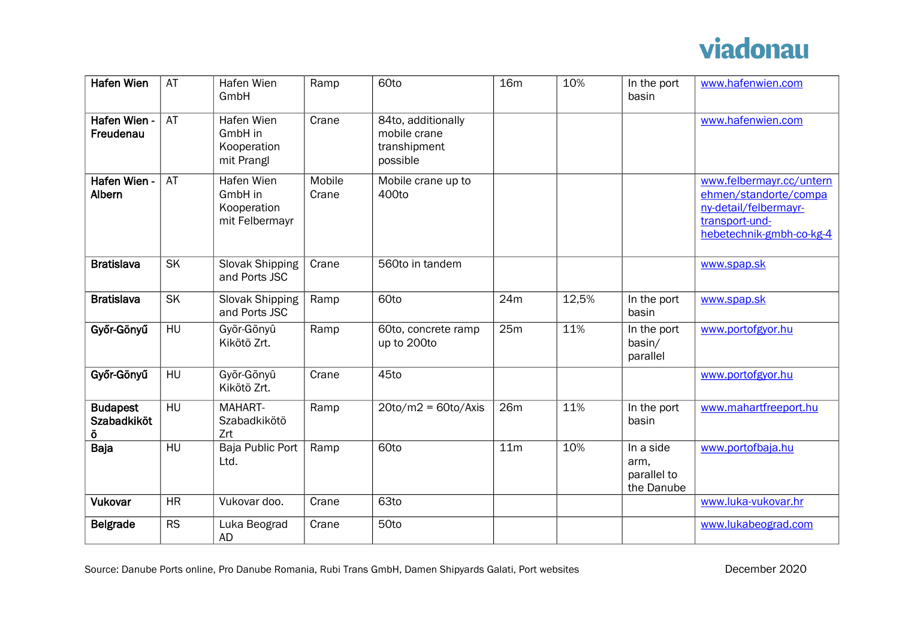| Hafen Wien | AT | Hafen Wien GmbH | Ramp | 60to | 16m | 10% | In the port basin | www.hafenwien.com |
|---|---|---|---|---|---|---|---|---|
| **Hafen Wien - Freudenau** | AT | Hafen Wien GmbH in Kooperation mit Prangl | Crane | 84to, additionally mobile crane transhipment possible | | | | www.hafenwien.com |
| **Hafen Wien - Albern** | AT | Hafen Wien GmbH in Kooperation mit Felbermayr | Mobile Crane | Mobile crane up to 400to | | | | www.felbermayr.cc/unternehmen/standorte/company-detail/felbermayr-transport-und-hebetechnik-gmbh-co-kg-4 |
| **Bratislava** | SK | Slovak Shipping and Ports JSC | Crane | 560to in tandem | | | | www.spap.sk |
| **Bratislava** | SK | Slovak Shipping and Ports JSC | Ramp | 60to | 24m | 12,5% | In the port basin | www.spap.sk |
| **Győr-Gönyű** | HU | Győr-Gönyû Kikötö Zrt. | Ramp | 60to, concrete ramp up to 200to | 25m | 11% | In the port basin/ parallel | www.portofgyor.hu |
| **Győr-Gönyű** | HU | Győr-Gönyû Kikötö Zrt. | Crane | 45to | | | | www.portofgyor.hu |
| **Budapest Szabadkikötö** | HU | MAHART-Szabadkikötö Zrt | Ramp | 20to/m2 = 60to/Axis | 26m | 11% | In the port basin | www.mahartfreeport.hu |
| **Baja** | HU | Baja Public Port Ltd. | Ramp | 60to | 11m | 10% | In a side arm, parallel to the Danube | www.portofbaja.hu |
| **Vukovar** | HR | Vukovar doo. | Crane | 63to | | | | www.luka-vukovar.hr |
| **Belgrade** | RS | Luka Beograd AD | Crane | 50to | | | | www.lukabeograd.com |

Source: Danube Ports online, Pro Danube Romania, Rubi Trans GmbH, Damen Shipyards Galati, Port websites

December 2020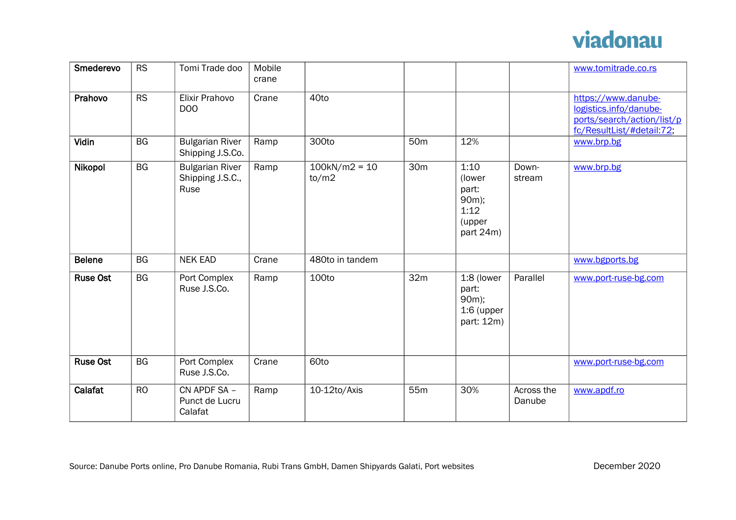| | | | | | | | | |
|---|---|---|---|---|---|---|---|---|
| **Smederevo** | RS | Tomi Trade doo | Mobile crane | | | | | www.tomitrade.co.rs |
| **Prahovo** | RS | Elixir Prahovo DOO | Crane | 40to | | | | https://www.danube-logistics.info/danube-ports/search/action/list/pfc/ResultList/#detail:72; |
| **Vidin** | BG | Bulgarian River Shipping J.S.Co. | Ramp | 300to | 50m | 12% | | www.brp.bg |
| **Nikopol** | BG | Bulgarian River Shipping J.S.C., Ruse | Ramp | 100kN/m2 = 10 to/m2 | 30m | 1:10 (lower part: 90m); 1:12 (upper part 24m) | Down-stream | www.brp.bg |
| **Belene** | BG | NEK EAD | Crane | 480to in tandem | | | | www.bgports.bg |
| **Ruse Ost** | BG | Port Complex Ruse J.S.Co. | Ramp | 100to | 32m | 1:8 (lower part: 90m); 1:6 (upper part: 12m) | Parallel | www.port-ruse-bg.com |
| **Ruse Ost** | BG | Port Complex Ruse J.S.Co. | Crane | 60to | | | | www.port-ruse-bg.com |
| **Calafat** | RO | CN APDF SA – Punct de Lucru Calafat | Ramp | 10-12to/Axis | 55m | 30% | Across the Danube | www.apdf.ro |

Source: Danube Ports online, Pro Danube Romania, Rubi Trans GmbH, Damen Shipyards Galati, Port websites

December 2020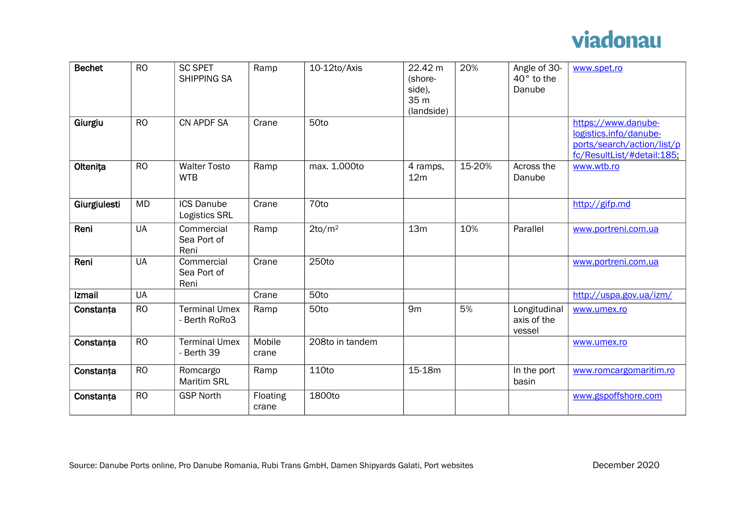| | | | | | | | | |
|---|---|---|---|---|---|---|---|---|
| **Bechet** | RO | SC SPET SHIPPING SA | Ramp | 10-12to/Axis | 22.42 m (shore-side), 35 m (landside) | 20% | Angle of 30-40° to the Danube | www.spet.ro |
| **Giurgiu** | RO | CN APDF SA | Crane | 50to | | | | https://www.danube-logistics.info/danube-ports/search/action/list/pfc/ResultList/#detail:185; |
| **Oltenița** | RO | Walter Tosto WTB | Ramp | max. 1.000to | 4 ramps, 12m | 15-20% | Across the Danube | www.wtb.ro |
| **Giurgiulesti** | MD | ICS Danube Logistics SRL | Crane | 70to | | | | http://gifp.md |
| **Reni** | UA | Commercial Sea Port of Reni | Ramp | 2to/m² | 13m | 10% | Parallel | www.portreni.com.ua |
| **Reni** | UA | Commercial Sea Port of Reni | Crane | 250to | | | | www.portreni.com.ua |
| **Izmail** | UA | | Crane | 50to | | | | http://uspa.gov.ua/izm/ |
| **Constanța** | RO | Terminal Umex - Berth RoRo3 | Ramp | 50to | 9m | 5% | Longitudinal axis of the vessel | www.umex.ro |
| **Constanța** | RO | Terminal Umex - Berth 39 | Mobile crane | 208to in tandem | | | | www.umex.ro |
| **Constanța** | RO | Romcargo Maritim SRL | Ramp | 110to | 15-18m | | In the port basin | www.romcargomaritim.ro |
| **Constanța** | RO | GSP North | Floating crane | 1800to | | | | www.gspoffshore.com |

Source: Danube Ports online, Pro Danube Romania, Rubi Trans GmbH, Damen Shipyards Galati, Port websites

December 2020